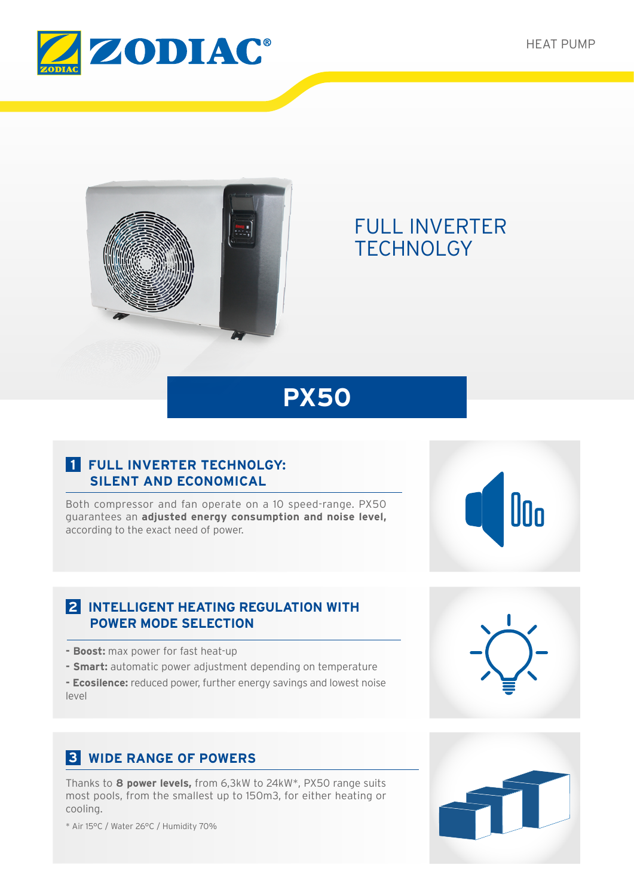ZODIAC®

HEAT PUMP

# FULL INVERTER TECHNOLGY

# PX50

## 1 FULL INVERTER TECHNOLGY: SILENT AND ECONOMICAL

Both compressor and fan operate on a 10 speed-range. PX50 guarantees an **adjusted energy consumption and noise level,** according to the exact need of power.

## 2 INTELLIGENT HEATING REGULATION WITH POWER MODE SELECTION

- **Boost:** max power for fast heat-up
- **Smart:** automatic power adjustment depending on temperature
- **Ecosilence:** reduced power, further energy savings and lowest noise level

## 3 WIDE RANGE OF POWERS

Thanks to **8 power levels,** from 6,3kW to 24kW*, PX50 range suits most pools, from the smallest up to 150m3, for either heating or cooling.

* Air 15°C / Water 26°C / Humidity 70%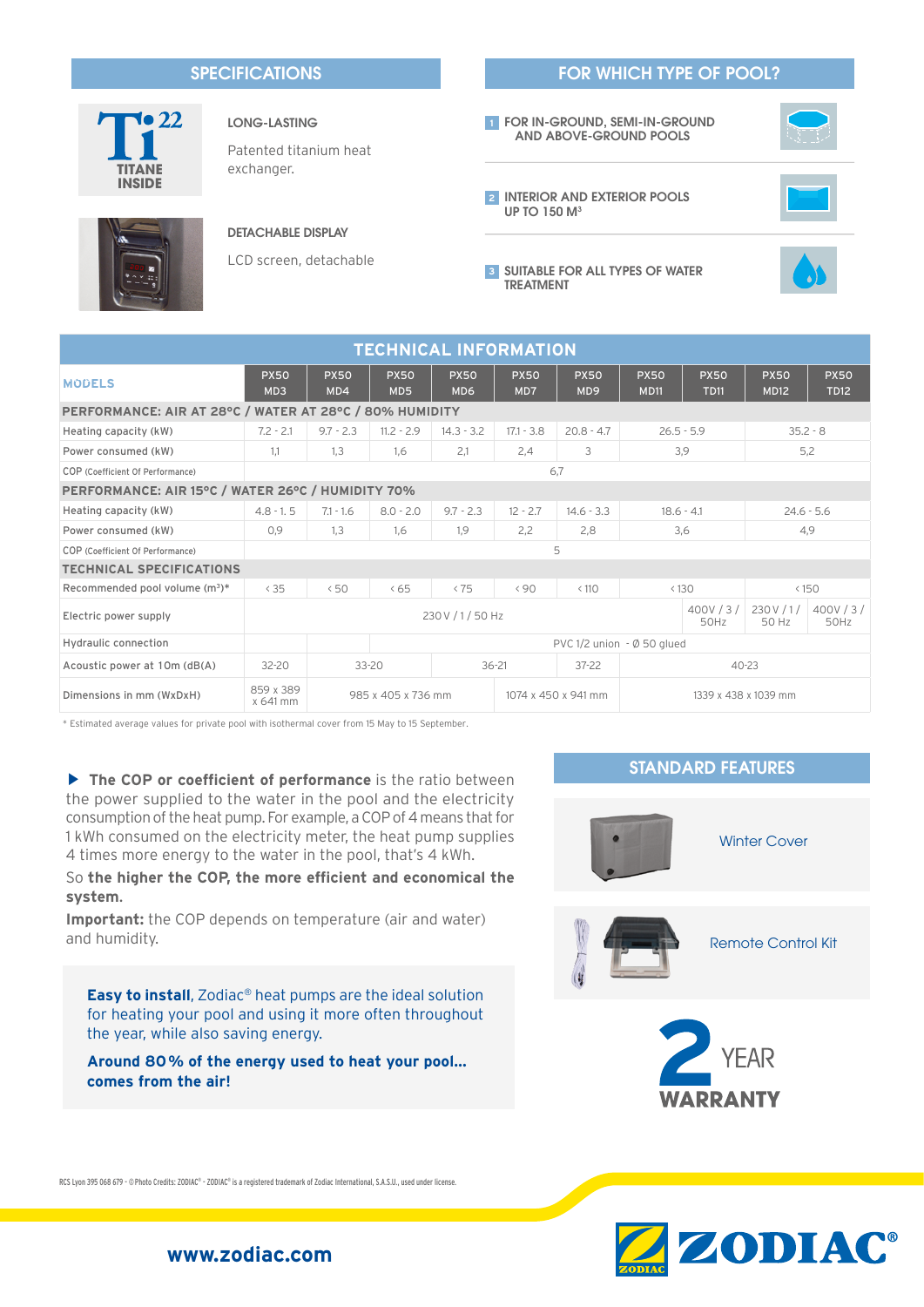## SPECIFICATIONS

Ti 22 TITANE INSIDE

**LONG-LASTING**

Patented titanium heat exchanger.

**DETACHABLE DISPLAY**

LCD screen, detachable

## FOR WHICH TYPE OF POOL?

1. FOR IN-GROUND, SEMI-IN-GROUND AND ABOVE-GROUND POOLS
2. INTERIOR AND EXTERIOR POOLS UP TO 150 M³
3. SUITABLE FOR ALL TYPES OF WATER TREATMENT

## TECHNICAL INFORMATION

| MODELS | PX50 MD3 | PX50 MD4 | PX50 MD5 | PX50 MD6 | PX50 MD7 | PX50 MD9 | PX50 MD11 | PX50 TD11 | PX50 MD12 | PX50 TD12 |
|---|---|---|---|---|---|---|---|---|---|---|
| **PERFORMANCE: AIR AT 28°C / WATER AT 28°C / 80% HUMIDITY** | | | | | | | | | | |
| Heating capacity (kW) | 7.2 - 2.1 | 9.7 - 2.3 | 11.2 - 2.9 | 14.3 - 3.2 | 17.1 - 3.8 | 20.8 - 4.7 | 26.5 - 5.9 | | 35.2 - 8 | |
| Power consumed (kW) | 1,1 | 1,3 | 1,6 | 2,1 | 2,4 | 3 | 3,9 | | 5,2 | |
| COP (Coefficient Of Performance) | 6,7 | | | | | | | | | |
| **PERFORMANCE: AIR 15°C / WATER 26°C / HUMIDITY 70%** | | | | | | | | | | |
| Heating capacity (kW) | 4.8 - 1. 5 | 7.1 - 1.6 | 8.0 - 2.0 | 9.7 - 2.3 | 12 - 2.7 | 14.6 - 3.3 | 18.6 - 4.1 | | 24.6 - 5.6 | |
| Power consumed (kW) | 0,9 | 1,3 | 1,6 | 1,9 | 2,2 | 2,8 | 3,6 | | 4,9 | |
| COP (Coefficient Of Performance) | 5 | | | | | | | | | |
| **TECHNICAL SPECIFICATIONS** | | | | | | | | | | |
| Recommended pool volume (m³)* | < 35 | < 50 | < 65 | < 75 | < 90 | < 110 | < 130 | | < 150 | |
| Electric power supply | 230 V / 1 / 50 Hz | | | | | | | 400V / 3 / 50Hz | 230V / 1 / 50 Hz | 400V / 3 / 50Hz |
| Hydraulic connection | | | PVC 1/2 union - Ø 50 glued | | | | | | | |
| Acoustic power at 10m (dB(A) | 32-20 | 33-20 | | 36-21 | | 37-22 | 40-23 | | | |
| Dimensions in mm (WxDxH) | 859 x 389 x 641 mm | 985 x 405 x 736 mm | | 1074 x 450 x 941 mm | | | 1339 x 438 x 1039 mm | | | |

\* Estimated average values for private pool with isothermal cover from 15 May to 15 September.

▶ **The COP or coefficient of performance** is the ratio between the power supplied to the water in the pool and the electricity consumption of the heat pump. For example, a COP of 4 means that for 1 kWh consumed on the electricity meter, the heat pump supplies 4 times more energy to the water in the pool, that's 4 kWh.

So **the higher the COP, the more efficient and economical the system.**

**Important:** the COP depends on temperature (air and water) and humidity.

**Easy to install**, Zodiac® heat pumps are the ideal solution for heating your pool and using it more often throughout the year, while also saving energy.

**Around 80 % of the energy used to heat your pool... comes from the air!**

## STANDARD FEATURES

Winter Cover

Remote Control Kit

2 YEAR WARRANTY

RCS Lyon 395 068 679 - ©Photo Credits: ZODIAC® - ZODIAC® is a registered trademark of Zodiac International, S.A.S.U., used under license.

www.zodiac.com

ZODIAC®